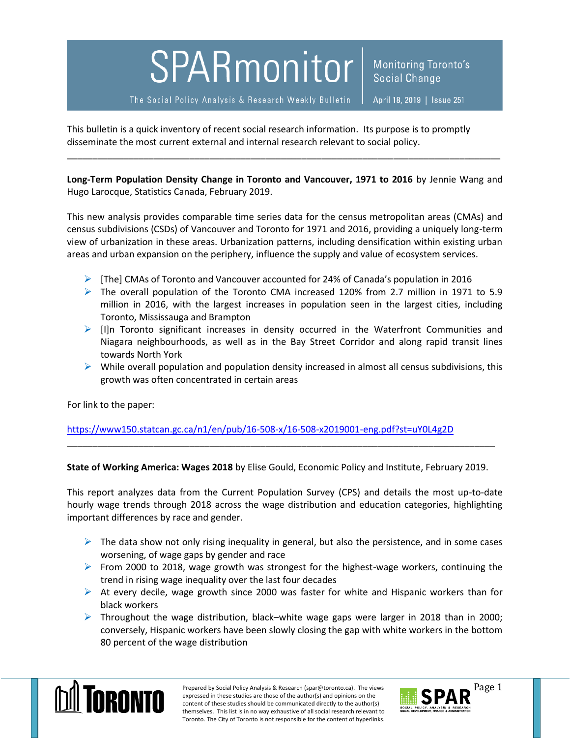# SPARmonitor

The Social Policy Analysis & Research Weekly Bulletin

Monitoring Toronto's Social Change

April 18, 2019 | Issue 251

This bulletin is a quick inventory of recent social research information. Its purpose is to promptly disseminate the most current external and internal research relevant to social policy.

---

**Long-Term Population Density Change in Toronto and Vancouver, 1971 to 2016** by Jennie Wang and Hugo Larocque, Statistics Canada, February 2019.

This new analysis provides comparable time series data for the census metropolitan areas (CMAs) and census subdivisions (CSDs) of Vancouver and Toronto for 1971 and 2016, providing a uniquely long-term view of urbanization in these areas. Urbanization patterns, including densification within existing urban areas and urban expansion on the periphery, influence the supply and value of ecosystem services.

- [The] CMAs of Toronto and Vancouver accounted for 24% of Canada's population in 2016
- The overall population of the Toronto CMA increased 120% from 2.7 million in 1971 to 5.9 million in 2016, with the largest increases in population seen in the largest cities, including Toronto, Mississauga and Brampton
- [I]n Toronto significant increases in density occurred in the Waterfront Communities and Niagara neighbourhoods, as well as in the Bay Street Corridor and along rapid transit lines towards North York
- While overall population and population density increased in almost all census subdivisions, this growth was often concentrated in certain areas

For link to the paper:

https://www150.statcan.gc.ca/n1/en/pub/16-508-x/16-508-x2019001-eng.pdf?st=uY0L4g2D

---

**State of Working America: Wages 2018** by Elise Gould, Economic Policy and Institute, February 2019.

This report analyzes data from the Current Population Survey (CPS) and details the most up-to-date hourly wage trends through 2018 across the wage distribution and education categories, highlighting important differences by race and gender.

- The data show not only rising inequality in general, but also the persistence, and in some cases worsening, of wage gaps by gender and race
- From 2000 to 2018, wage growth was strongest for the highest-wage workers, continuing the trend in rising wage inequality over the last four decades
- At every decile, wage growth since 2000 was faster for white and Hispanic workers than for black workers
- Throughout the wage distribution, black–white wage gaps were larger in 2018 than in 2000; conversely, Hispanic workers have been slowly closing the gap with white workers in the bottom 80 percent of the wage distribution

Prepared by Social Policy Analysis & Research (spar@toronto.ca). The views expressed in these studies are those of the author(s) and opinions on the content of these studies should be communicated directly to the author(s) themselves. This list is in no way exhaustive of all social research relevant to Toronto. The City of Toronto is not responsible for the content of hyperlinks.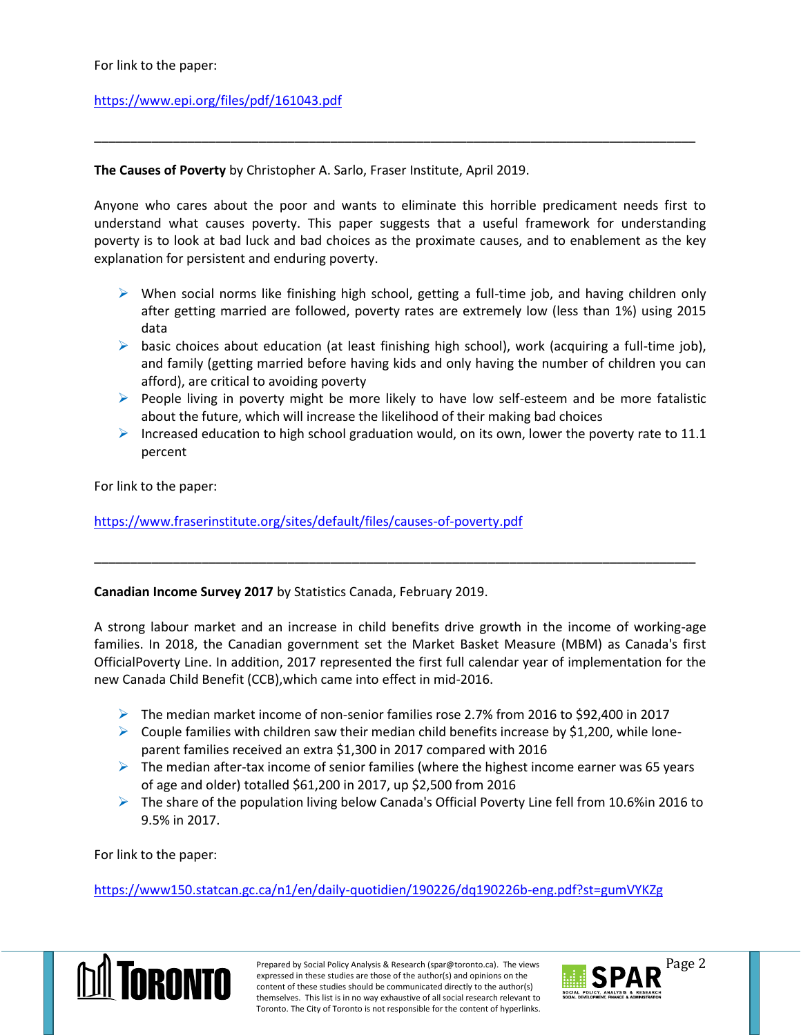For link to the paper:

https://www.epi.org/files/pdf/161043.pdf

---

**The Causes of Poverty** by Christopher A. Sarlo, Fraser Institute, April 2019.

Anyone who cares about the poor and wants to eliminate this horrible predicament needs first to understand what causes poverty. This paper suggests that a useful framework for understanding poverty is to look at bad luck and bad choices as the proximate causes, and to enablement as the key explanation for persistent and enduring poverty.

- When social norms like finishing high school, getting a full-time job, and having children only after getting married are followed, poverty rates are extremely low (less than 1%) using 2015 data
- basic choices about education (at least finishing high school), work (acquiring a full-time job), and family (getting married before having kids and only having the number of children you can afford), are critical to avoiding poverty
- People living in poverty might be more likely to have low self-esteem and be more fatalistic about the future, which will increase the likelihood of their making bad choices
- Increased education to high school graduation would, on its own, lower the poverty rate to 11.1 percent

For link to the paper:

https://www.fraserinstitute.org/sites/default/files/causes-of-poverty.pdf

---

**Canadian Income Survey 2017** by Statistics Canada, February 2019.

A strong labour market and an increase in child benefits drive growth in the income of working-age families. In 2018, the Canadian government set the Market Basket Measure (MBM) as Canada's first OfficialPoverty Line. In addition, 2017 represented the first full calendar year of implementation for the new Canada Child Benefit (CCB),which came into effect in mid-2016.

- The median market income of non-senior families rose 2.7% from 2016 to $92,400 in 2017
- Couple families with children saw their median child benefits increase by $1,200, while lone-parent families received an extra $1,300 in 2017 compared with 2016
- The median after-tax income of senior families (where the highest income earner was 65 years of age and older) totalled $61,200 in 2017, up $2,500 from 2016
- The share of the population living below Canada's Official Poverty Line fell from 10.6%in 2016 to 9.5% in 2017.

For link to the paper:

https://www150.statcan.gc.ca/n1/en/daily-quotidien/190226/dq190226b-eng.pdf?st=gumVYKZg

Prepared by Social Policy Analysis & Research (spar@toronto.ca). The views expressed in these studies are those of the author(s) and opinions on the content of these studies should be communicated directly to the author(s) themselves. This list is in no way exhaustive of all social research relevant to Toronto. The City of Toronto is not responsible for the content of hyperlinks.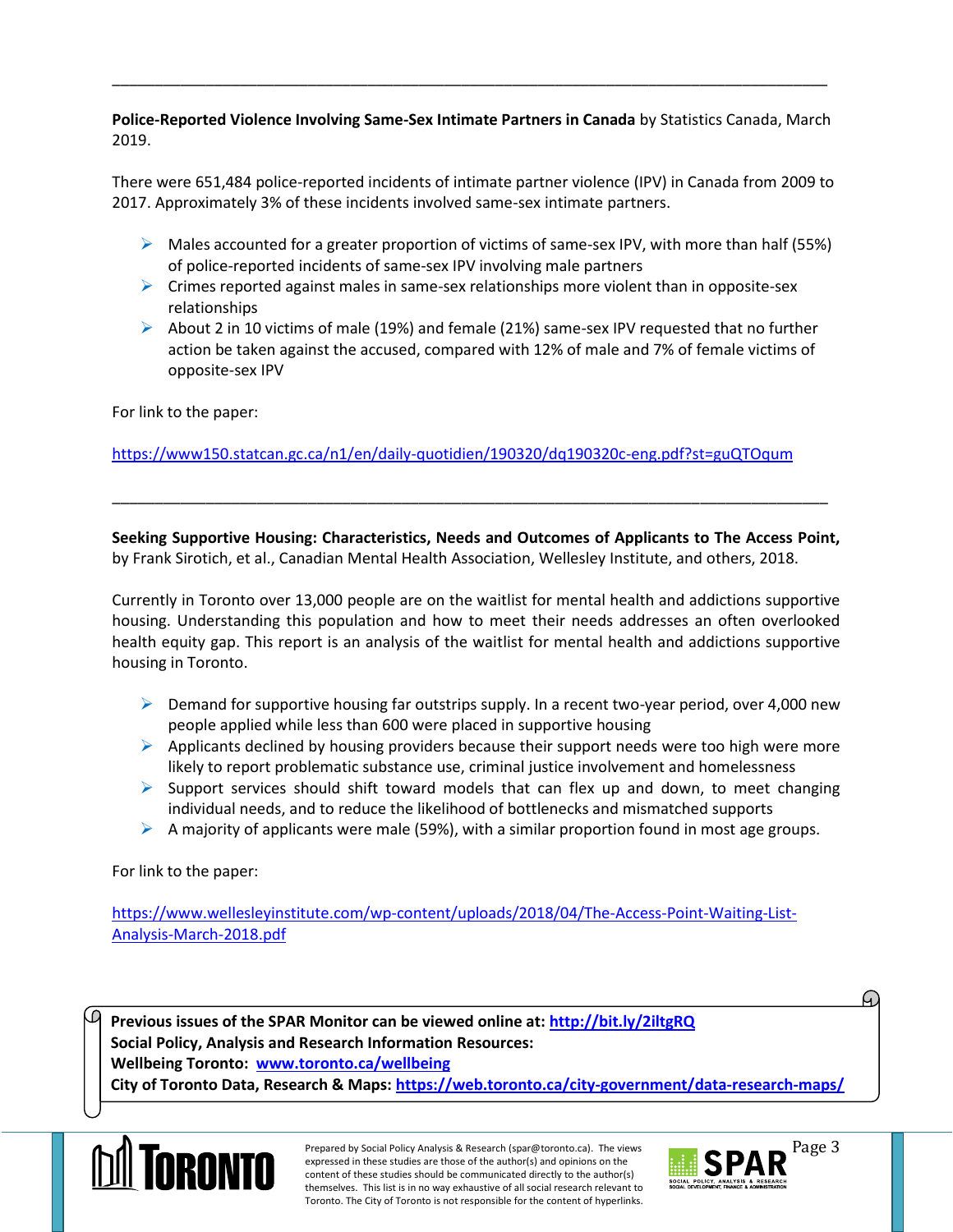---

**Police-Reported Violence Involving Same-Sex Intimate Partners in Canada** by Statistics Canada, March 2019.

There were 651,484 police-reported incidents of intimate partner violence (IPV) in Canada from 2009 to 2017. Approximately 3% of these incidents involved same-sex intimate partners.

- Males accounted for a greater proportion of victims of same-sex IPV, with more than half (55%) of police-reported incidents of same-sex IPV involving male partners
- Crimes reported against males in same-sex relationships more violent than in opposite-sex relationships
- About 2 in 10 victims of male (19%) and female (21%) same-sex IPV requested that no further action be taken against the accused, compared with 12% of male and 7% of female victims of opposite-sex IPV

For link to the paper:

https://www150.statcan.gc.ca/n1/en/daily-quotidien/190320/dq190320c-eng.pdf?st=guQTOqum

---

**Seeking Supportive Housing: Characteristics, Needs and Outcomes of Applicants to The Access Point,** by Frank Sirotich, et al., Canadian Mental Health Association, Wellesley Institute, and others, 2018.

Currently in Toronto over 13,000 people are on the waitlist for mental health and addictions supportive housing. Understanding this population and how to meet their needs addresses an often overlooked health equity gap. This report is an analysis of the waitlist for mental health and addictions supportive housing in Toronto.

- Demand for supportive housing far outstrips supply. In a recent two-year period, over 4,000 new people applied while less than 600 were placed in supportive housing
- Applicants declined by housing providers because their support needs were too high were more likely to report problematic substance use, criminal justice involvement and homelessness
- Support services should shift toward models that can flex up and down, to meet changing individual needs, and to reduce the likelihood of bottlenecks and mismatched supports
- A majority of applicants were male (59%), with a similar proportion found in most age groups.

For link to the paper:

https://www.wellesleyinstitute.com/wp-content/uploads/2018/04/The-Access-Point-Waiting-List-Analysis-March-2018.pdf

**Previous issues of the SPAR Monitor can be viewed online at: http://bit.ly/2iltgRQ**
**Social Policy, Analysis and Research Information Resources:**
**Wellbeing Toronto: www.toronto.ca/wellbeing**
**City of Toronto Data, Research & Maps: https://web.toronto.ca/city-government/data-research-maps/**

Prepared by Social Policy Analysis & Research (spar@toronto.ca). The views expressed in these studies are those of the author(s) and opinions on the content of these studies should be communicated directly to the author(s) themselves. This list is in no way exhaustive of all social research relevant to Toronto. The City of Toronto is not responsible for the content of hyperlinks.